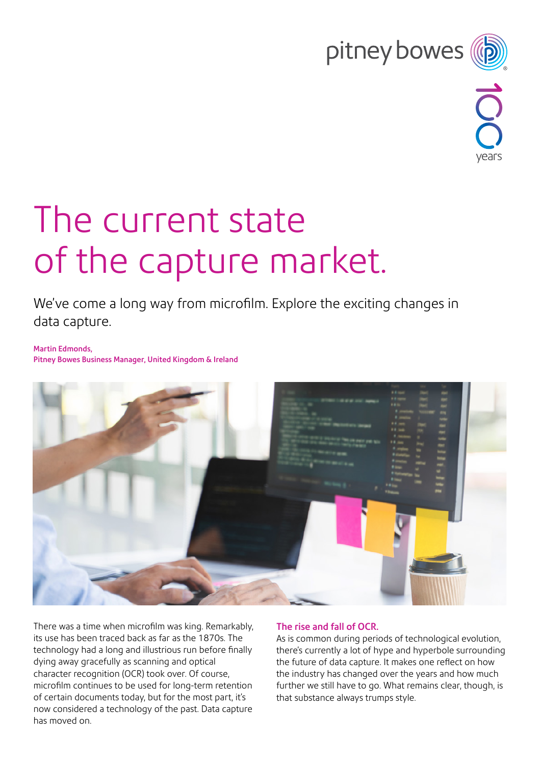# The current state of the capture market.

We've come a long way from microfilm. Explore the exciting changes in data capture.

**Martin Edmonds,**
**Pitney Bowes Business Manager, United Kingdom & Ireland**

There was a time when microfilm was king. Remarkably, its use has been traced back as far as the 1870s. The technology had a long and illustrious run before finally dying away gracefully as scanning and optical character recognition (OCR) took over. Of course, microfilm continues to be used for long-term retention of certain documents today, but for the most part, it's now considered a technology of the past. Data capture has moved on.

## The rise and fall of OCR.

As is common during periods of technological evolution, there's currently a lot of hype and hyperbole surrounding the future of data capture. It makes one reflect on how the industry has changed over the years and how much further we still have to go. What remains clear, though, is that substance always trumps style.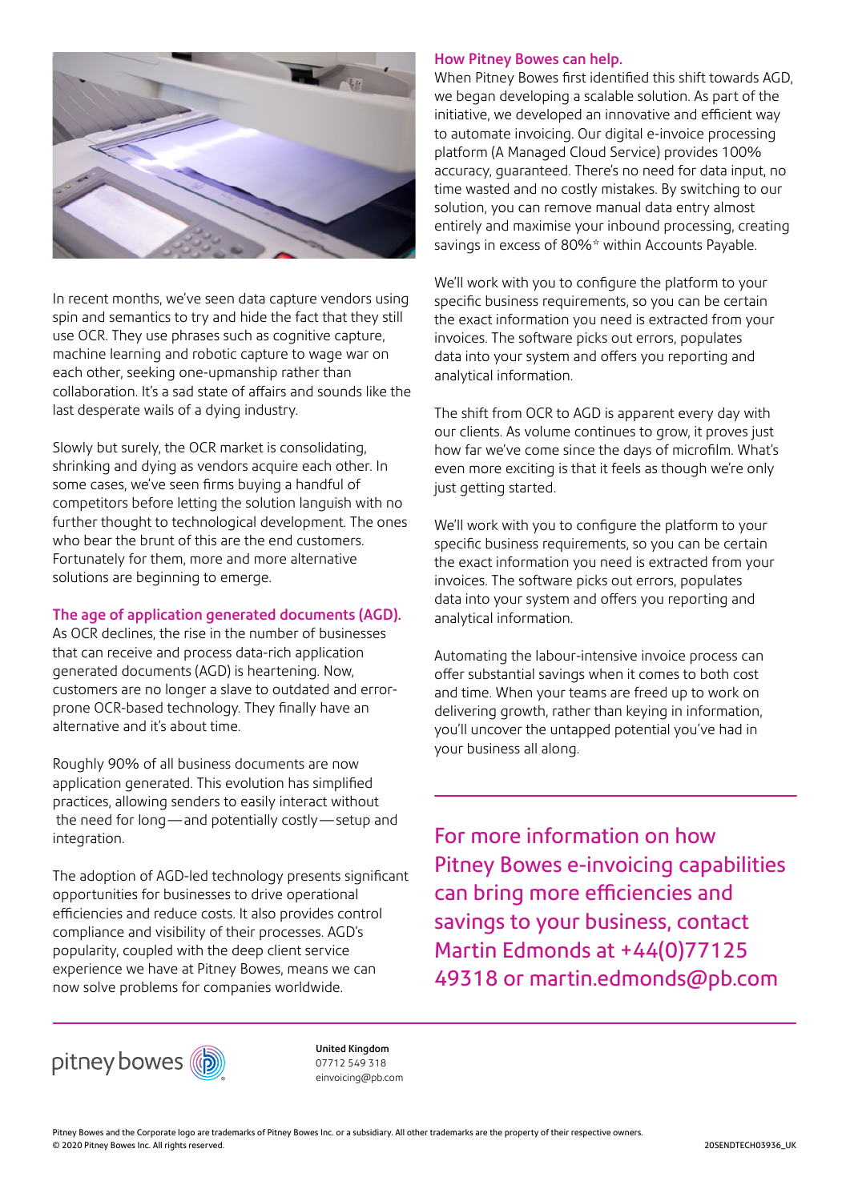In recent months, we've seen data capture vendors using spin and semantics to try and hide the fact that they still use OCR. They use phrases such as cognitive capture, machine learning and robotic capture to wage war on each other, seeking one-upmanship rather than collaboration. It's a sad state of affairs and sounds like the last desperate wails of a dying industry.

Slowly but surely, the OCR market is consolidating, shrinking and dying as vendors acquire each other. In some cases, we've seen firms buying a handful of competitors before letting the solution languish with no further thought to technological development. The ones who bear the brunt of this are the end customers. Fortunately for them, more and more alternative solutions are beginning to emerge.

## The age of application generated documents (AGD).

As OCR declines, the rise in the number of businesses that can receive and process data-rich application generated documents (AGD) is heartening. Now, customers are no longer a slave to outdated and error-prone OCR-based technology. They finally have an alternative and it's about time.

Roughly 90% of all business documents are now application generated. This evolution has simplified practices, allowing senders to easily interact without the need for long—and potentially costly—setup and integration.

The adoption of AGD-led technology presents significant opportunities for businesses to drive operational efficiencies and reduce costs. It also provides control compliance and visibility of their processes. AGD's popularity, coupled with the deep client service experience we have at Pitney Bowes, means we can now solve problems for companies worldwide.

## How Pitney Bowes can help.

When Pitney Bowes first identified this shift towards AGD, we began developing a scalable solution. As part of the initiative, we developed an innovative and efficient way to automate invoicing. Our digital e-invoice processing platform (A Managed Cloud Service) provides 100% accuracy, guaranteed. There's no need for data input, no time wasted and no costly mistakes. By switching to our solution, you can remove manual data entry almost entirely and maximise your inbound processing, creating savings in excess of 80%* within Accounts Payable.

We'll work with you to configure the platform to your specific business requirements, so you can be certain the exact information you need is extracted from your invoices. The software picks out errors, populates data into your system and offers you reporting and analytical information.

The shift from OCR to AGD is apparent every day with our clients. As volume continues to grow, it proves just how far we've come since the days of microfilm. What's even more exciting is that it feels as though we're only just getting started.

We'll work with you to configure the platform to your specific business requirements, so you can be certain the exact information you need is extracted from your invoices. The software picks out errors, populates data into your system and offers you reporting and analytical information.

Automating the labour-intensive invoice process can offer substantial savings when it comes to both cost and time. When your teams are freed up to work on delivering growth, rather than keying in information, you'll uncover the untapped potential you've had in your business all along.

---

**For more information on how Pitney Bowes e-invoicing capabilities can bring more efficiencies and savings to your business, contact Martin Edmonds at +44(0)77125 49318 or martin.edmonds@pb.com**

---

pitney bowes

**United Kingdom**
07712 549 318
einvoicing@pb.com

Pitney Bowes and the Corporate logo are trademarks of Pitney Bowes Inc. or a subsidiary. All other trademarks are the property of their respective owners.
© 2020 Pitney Bowes Inc. All rights reserved.

20SENDTECH03936_UK